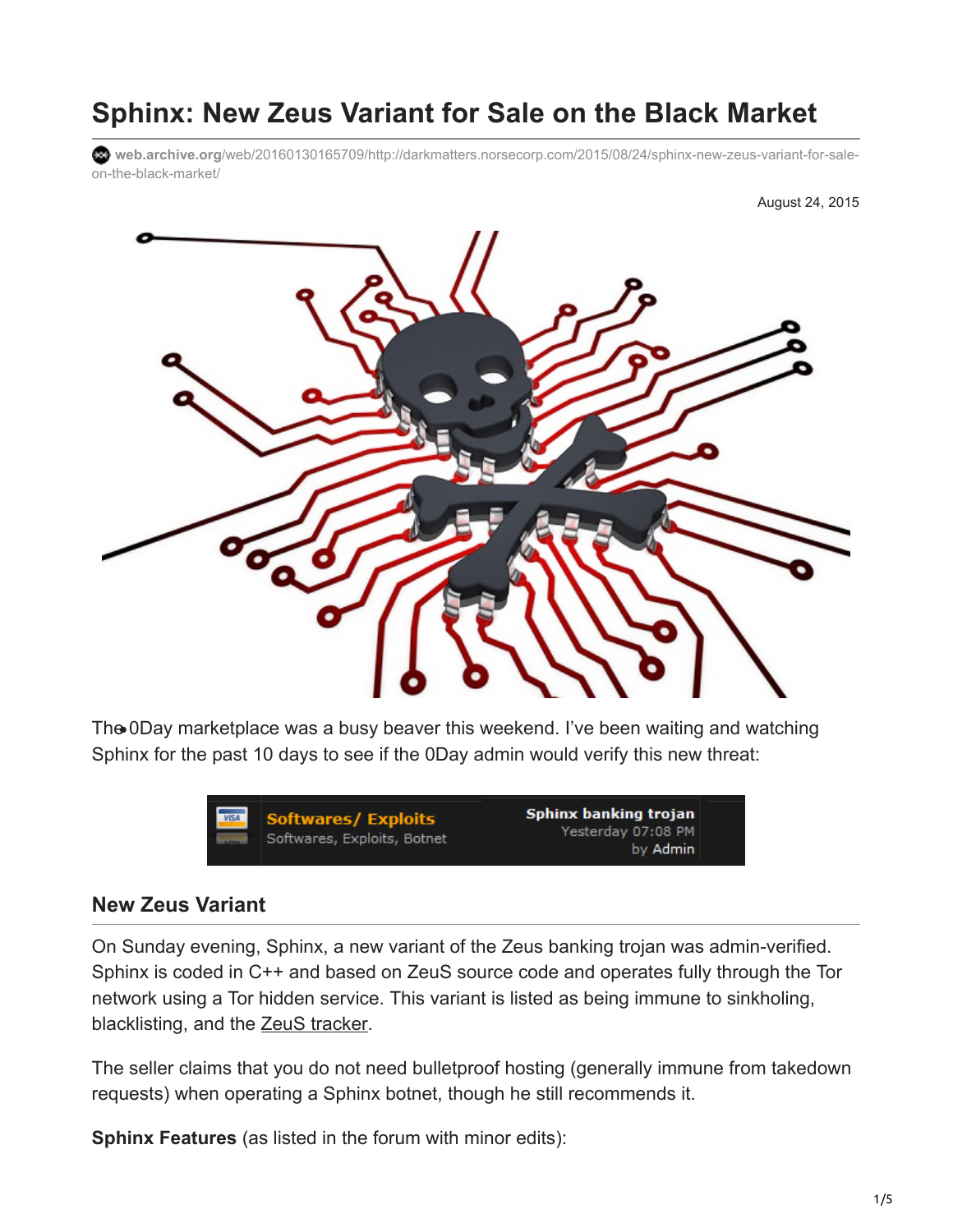# Sphinx: New Zeus Variant for Sale on the Black Market

web.archive.org/web/20160130165709/http://darkmatters.norsecorp.com/2015/08/24/sphinx-new-zeus-variant-for-sale-on-the-black-market/

August 24, 2015

The 0Day marketplace was a busy beaver this weekend. I've been waiting and watching Sphinx for the past 10 days to see if the 0Day admin would verify this new threat:

Softwares/ Exploits
Softwares, Exploits, Botnet

Sphinx banking trojan
Yesterday 07:08 PM
by Admin

## New Zeus Variant

On Sunday evening, Sphinx, a new variant of the Zeus banking trojan was admin-verified. Sphinx is coded in C++ and based on ZeuS source code and operates fully through the Tor network using a Tor hidden service. This variant is listed as being immune to sinkholing, blacklisting, and the ZeuS tracker.

The seller claims that you do not need bulletproof hosting (generally immune from takedown requests) when operating a Sphinx botnet, though he still recommends it.

**Sphinx Features** (as listed in the forum with minor edits):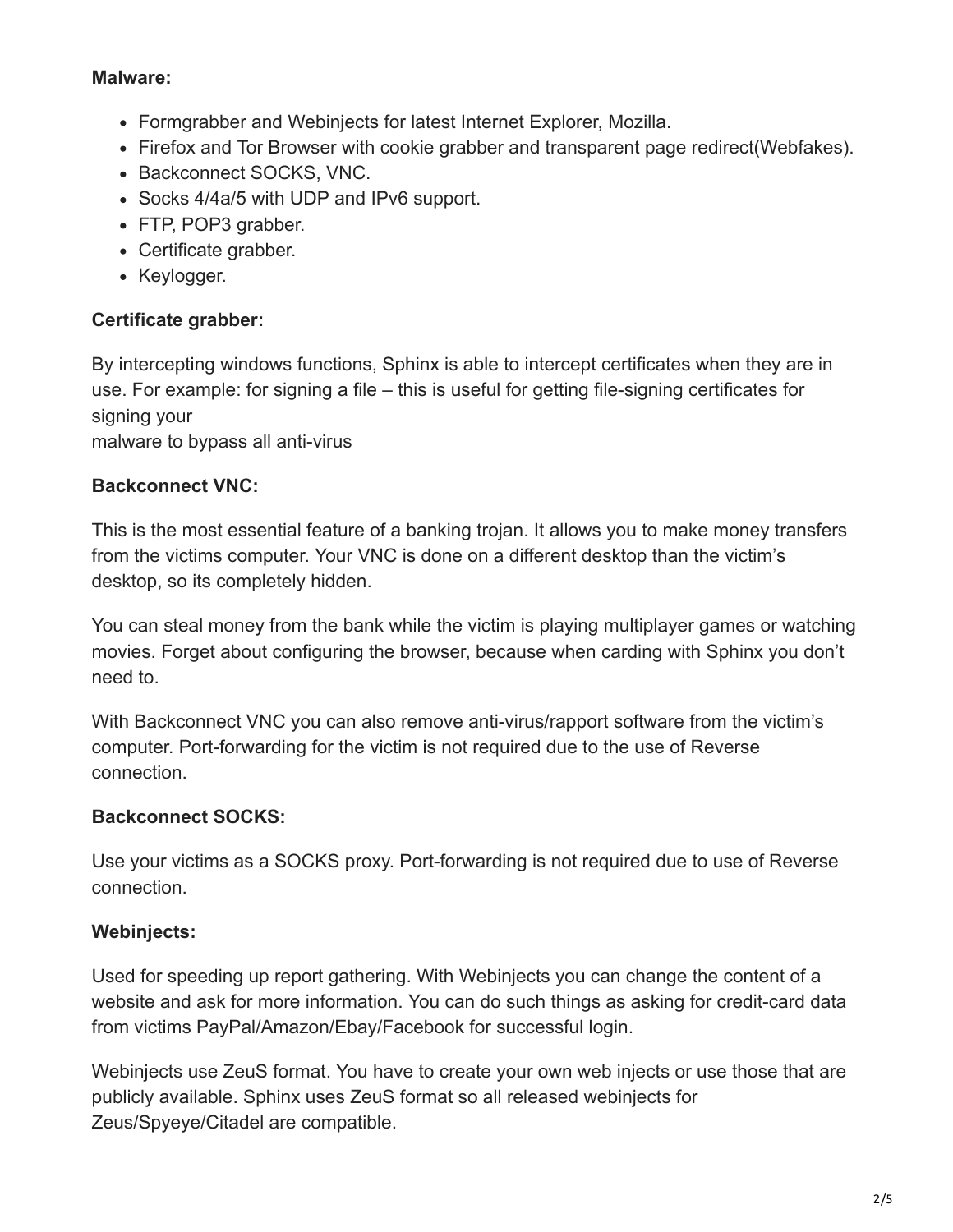**Malware:**

- Formgrabber and Webinjects for latest Internet Explorer, Mozilla.
- Firefox and Tor Browser with cookie grabber and transparent page redirect(Webfakes).
- Backconnect SOCKS, VNC.
- Socks 4/4a/5 with UDP and IPv6 support.
- FTP, POP3 grabber.
- Certificate grabber.
- Keylogger.

**Certificate grabber:**

By intercepting windows functions, Sphinx is able to intercept certificates when they are in use. For example: for signing a file – this is useful for getting file-signing certificates for signing your
malware to bypass all anti-virus

**Backconnect VNC:**

This is the most essential feature of a banking trojan. It allows you to make money transfers from the victims computer. Your VNC is done on a different desktop than the victim's desktop, so its completely hidden.

You can steal money from the bank while the victim is playing multiplayer games or watching movies. Forget about configuring the browser, because when carding with Sphinx you don't need to.

With Backconnect VNC you can also remove anti-virus/rapport software from the victim's computer. Port-forwarding for the victim is not required due to the use of Reverse connection.

**Backconnect SOCKS:**

Use your victims as a SOCKS proxy. Port-forwarding is not required due to use of Reverse connection.

**Webinjects:**

Used for speeding up report gathering. With Webinjects you can change the content of a website and ask for more information. You can do such things as asking for credit-card data from victims PayPal/Amazon/Ebay/Facebook for successful login.

Webinjects use ZeuS format. You have to create your own web injects or use those that are publicly available. Sphinx uses ZeuS format so all released webinjects for Zeus/Spyeye/Citadel are compatible.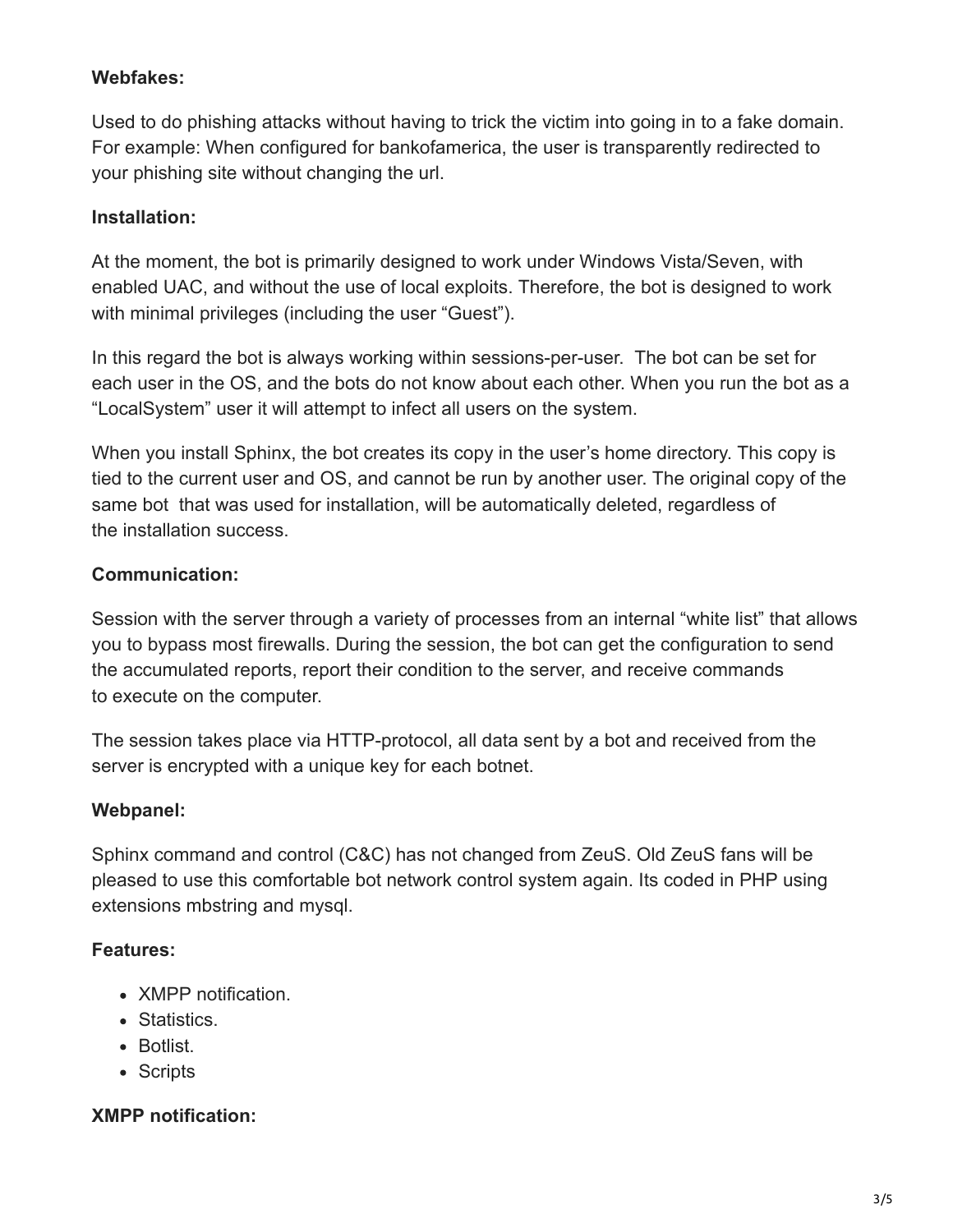**Webfakes:**

Used to do phishing attacks without having to trick the victim into going in to a fake domain. For example: When configured for bankofamerica, the user is transparently redirected to your phishing site without changing the url.

**Installation:**

At the moment, the bot is primarily designed to work under Windows Vista/Seven, with enabled UAC, and without the use of local exploits. Therefore, the bot is designed to work with minimal privileges (including the user "Guest").

In this regard the bot is always working within sessions-per-user. The bot can be set for each user in the OS, and the bots do not know about each other. When you run the bot as a "LocalSystem" user it will attempt to infect all users on the system.

When you install Sphinx, the bot creates its copy in the user's home directory. This copy is tied to the current user and OS, and cannot be run by another user. The original copy of the same bot that was used for installation, will be automatically deleted, regardless of the installation success.

**Communication:**

Session with the server through a variety of processes from an internal "white list" that allows you to bypass most firewalls. During the session, the bot can get the configuration to send the accumulated reports, report their condition to the server, and receive commands to execute on the computer.

The session takes place via HTTP-protocol, all data sent by a bot and received from the server is encrypted with a unique key for each botnet.

**Webpanel:**

Sphinx command and control (C&C) has not changed from ZeuS. Old ZeuS fans will be pleased to use this comfortable bot network control system again. Its coded in PHP using extensions mbstring and mysql.

**Features:**

- XMPP notification.
- Statistics.
- Botlist.
- Scripts

**XMPP notification:**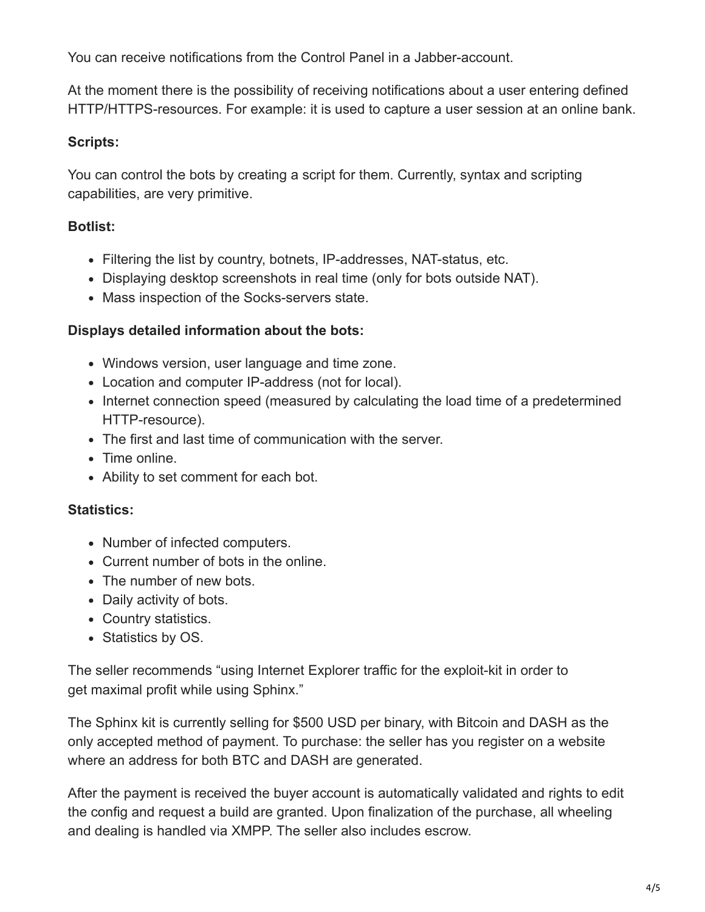You can receive notifications from the Control Panel in a Jabber-account.

At the moment there is the possibility of receiving notifications about a user entering defined HTTP/HTTPS-resources. For example: it is used to capture a user session at an online bank.

**Scripts:**

You can control the bots by creating a script for them. Currently, syntax and scripting capabilities, are very primitive.

**Botlist:**

- Filtering the list by country, botnets, IP-addresses, NAT-status, etc.
- Displaying desktop screenshots in real time (only for bots outside NAT).
- Mass inspection of the Socks-servers state.

**Displays detailed information about the bots:**

- Windows version, user language and time zone.
- Location and computer IP-address (not for local).
- Internet connection speed (measured by calculating the load time of a predetermined HTTP-resource).
- The first and last time of communication with the server.
- Time online.
- Ability to set comment for each bot.

**Statistics:**

- Number of infected computers.
- Current number of bots in the online.
- The number of new bots.
- Daily activity of bots.
- Country statistics.
- Statistics by OS.

The seller recommends "using Internet Explorer traffic for the exploit-kit in order to get maximal profit while using Sphinx."

The Sphinx kit is currently selling for $500 USD per binary, with Bitcoin and DASH as the only accepted method of payment. To purchase: the seller has you register on a website where an address for both BTC and DASH are generated.

After the payment is received the buyer account is automatically validated and rights to edit the config and request a build are granted. Upon finalization of the purchase, all wheeling and dealing is handled via XMPP. The seller also includes escrow.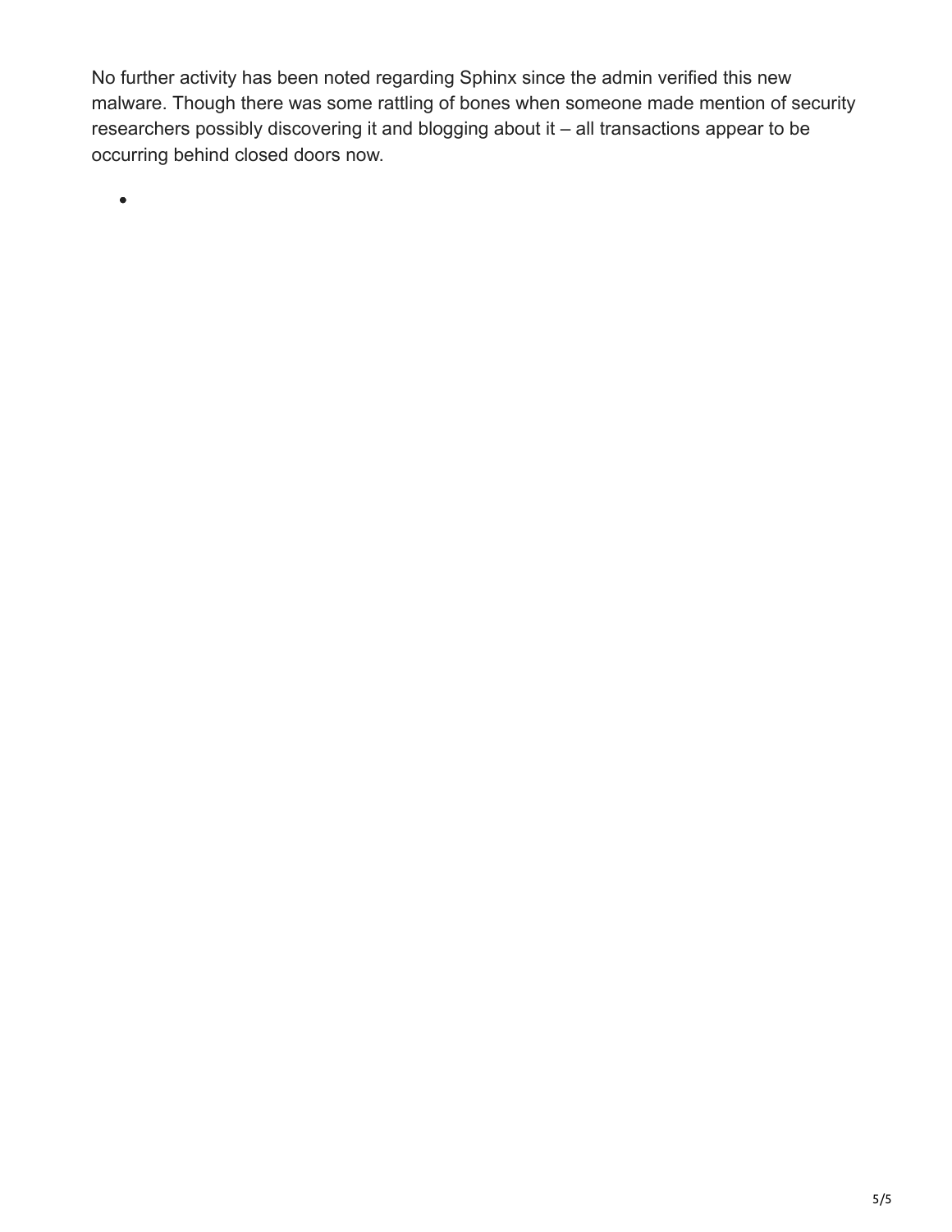No further activity has been noted regarding Sphinx since the admin verified this new malware. Though there was some rattling of bones when someone made mention of security researchers possibly discovering it and blogging about it – all transactions appear to be occurring behind closed doors now.